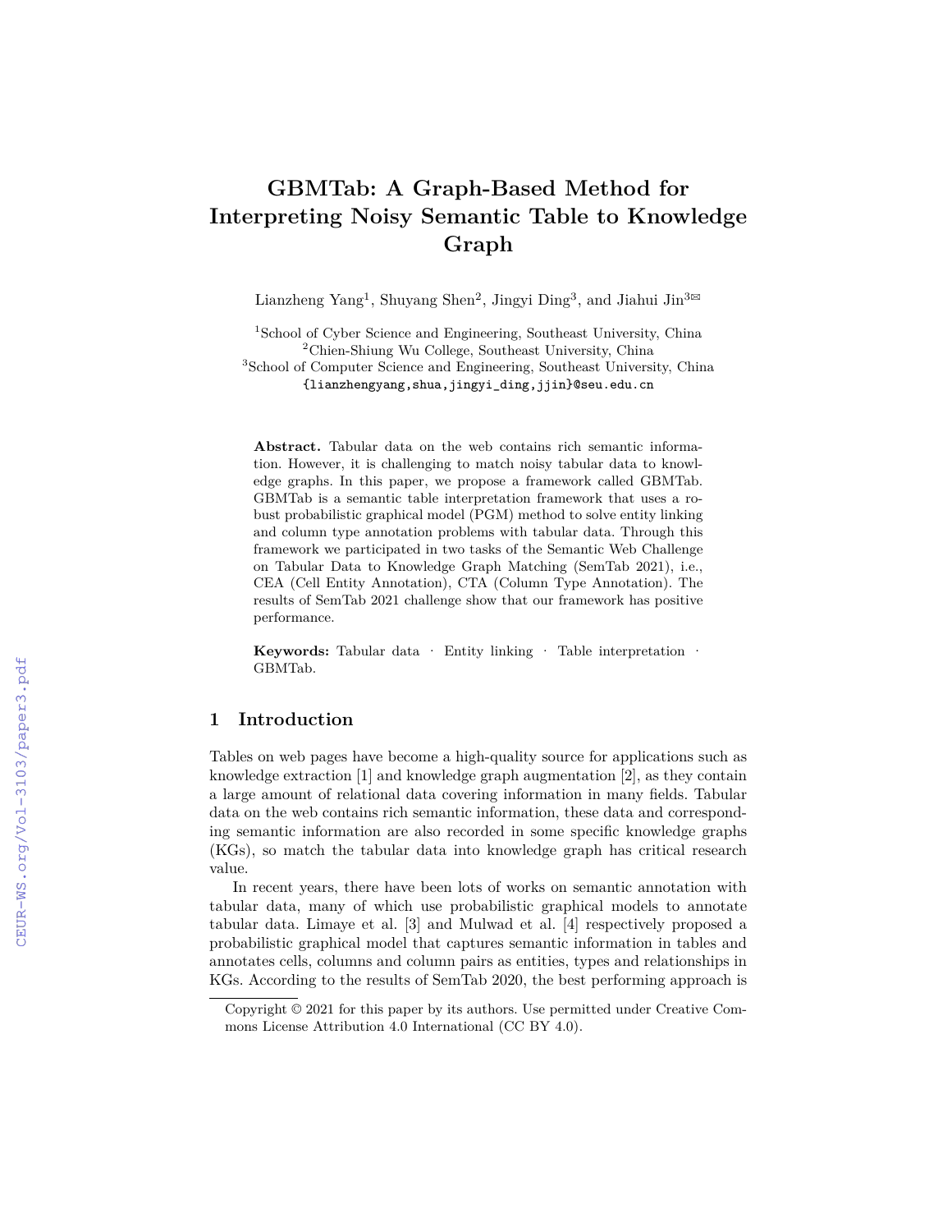# GBMTab: A Graph-Based Method for Interpreting Noisy Semantic Table to Knowledge Graph

Lianzheng Yang[1], Shuyang Shen[2], Jingyi Ding[3], and Jiahui Jin[3]✉

[1]School of Cyber Science and Engineering, Southeast University, China
[2]Chien-Shiung Wu College, Southeast University, China
[3]School of Computer Science and Engineering, Southeast University, China
{lianzhengyang,shua,jingyi_ding,jjin}@seu.edu.cn

**Abstract.** Tabular data on the web contains rich semantic information. However, it is challenging to match noisy tabular data to knowledge graphs. In this paper, we propose a framework called GBMTab. GBMTab is a semantic table interpretation framework that uses a robust probabilistic graphical model (PGM) method to solve entity linking and column type annotation problems with tabular data. Through this framework we participated in two tasks of the Semantic Web Challenge on Tabular Data to Knowledge Graph Matching (SemTab 2021), i.e., CEA (Cell Entity Annotation), CTA (Column Type Annotation). The results of SemTab 2021 challenge show that our framework has positive performance.

**Keywords:** Tabular data · Entity linking · Table interpretation · GBMTab.

## 1 Introduction

Tables on web pages have become a high-quality source for applications such as knowledge extraction [1] and knowledge graph augmentation [2], as they contain a large amount of relational data covering information in many fields. Tabular data on the web contains rich semantic information, these data and corresponding semantic information are also recorded in some specific knowledge graphs (KGs), so match the tabular data into knowledge graph has critical research value.

In recent years, there have been lots of works on semantic annotation with tabular data, many of which use probabilistic graphical models to annotate tabular data. Limaye et al. [3] and Mulwad et al. [4] respectively proposed a probabilistic graphical model that captures semantic information in tables and annotates cells, columns and column pairs as entities, types and relationships in KGs. According to the results of SemTab 2020, the best performing approach is

Copyright © 2021 for this paper by its authors. Use permitted under Creative Commons License Attribution 4.0 International (CC BY 4.0).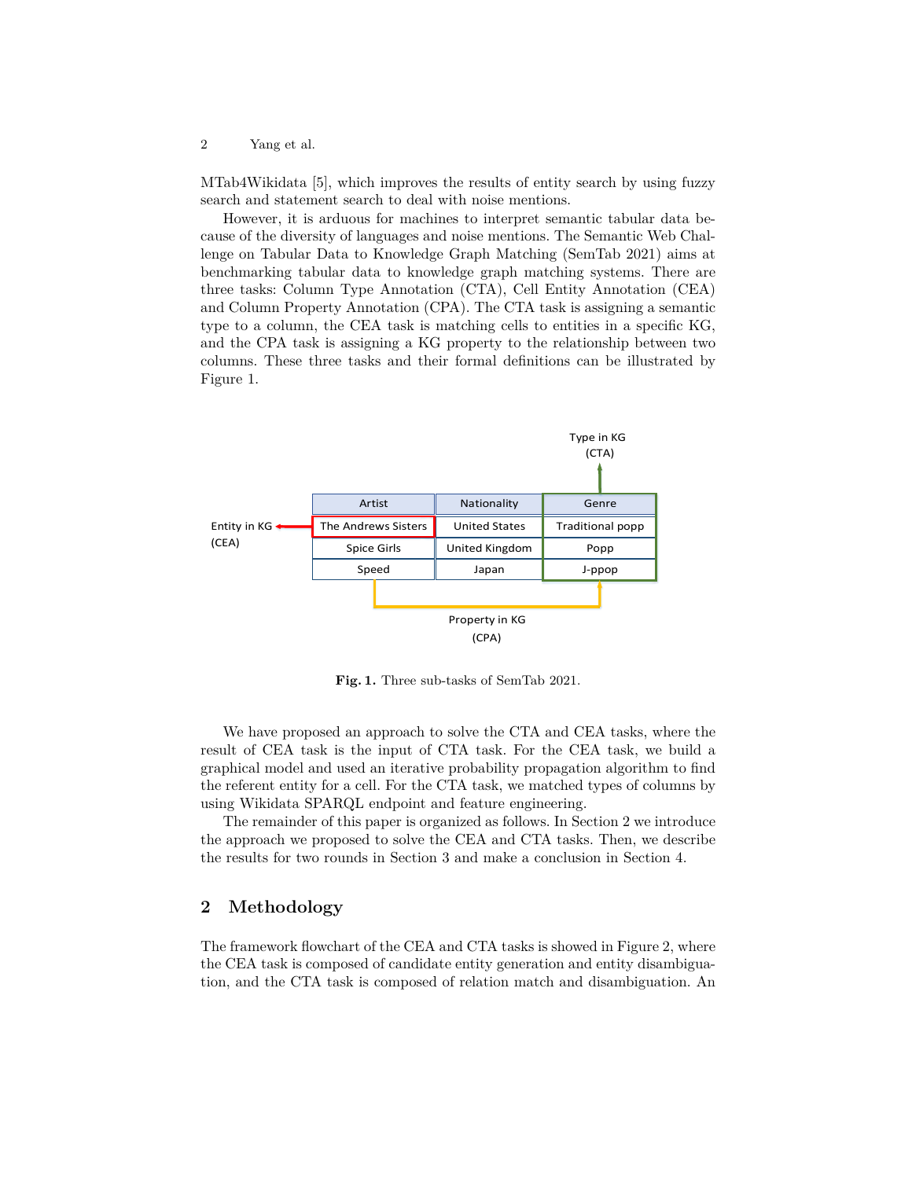MTab4Wikidata [5], which improves the results of entity search by using fuzzy search and statement search to deal with noise mentions.

However, it is arduous for machines to interpret semantic tabular data because of the diversity of languages and noise mentions. The Semantic Web Challenge on Tabular Data to Knowledge Graph Matching (SemTab 2021) aims at benchmarking tabular data to knowledge graph matching systems. There are three tasks: Column Type Annotation (CTA), Cell Entity Annotation (CEA) and Column Property Annotation (CPA). The CTA task is assigning a semantic type to a column, the CEA task is matching cells to entities in a specific KG, and the CPA task is assigning a KG property to the relationship between two columns. These three tasks and their formal definitions can be illustrated by Figure 1.

| Artist | Nationality | Genre |
|---|---|---|
| The Andrews Sisters | United States | Traditional popp |
| Spice Girls | United Kingdom | Popp |
| Speed | Japan | J-ppop |

Type in KG (CTA)

Entity in KG (CEA)

Property in KG (CPA)

**Fig. 1.** Three sub-tasks of SemTab 2021.

We have proposed an approach to solve the CTA and CEA tasks, where the result of CEA task is the input of CTA task. For the CEA task, we build a graphical model and used an iterative probability propagation algorithm to find the referent entity for a cell. For the CTA task, we matched types of columns by using Wikidata SPARQL endpoint and feature engineering.

The remainder of this paper is organized as follows. In Section 2 we introduce the approach we proposed to solve the CEA and CTA tasks. Then, we describe the results for two rounds in Section 3 and make a conclusion in Section 4.

## 2 Methodology

The framework flowchart of the CEA and CTA tasks is showed in Figure 2, where the CEA task is composed of candidate entity generation and entity disambiguation, and the CTA task is composed of relation match and disambiguation. An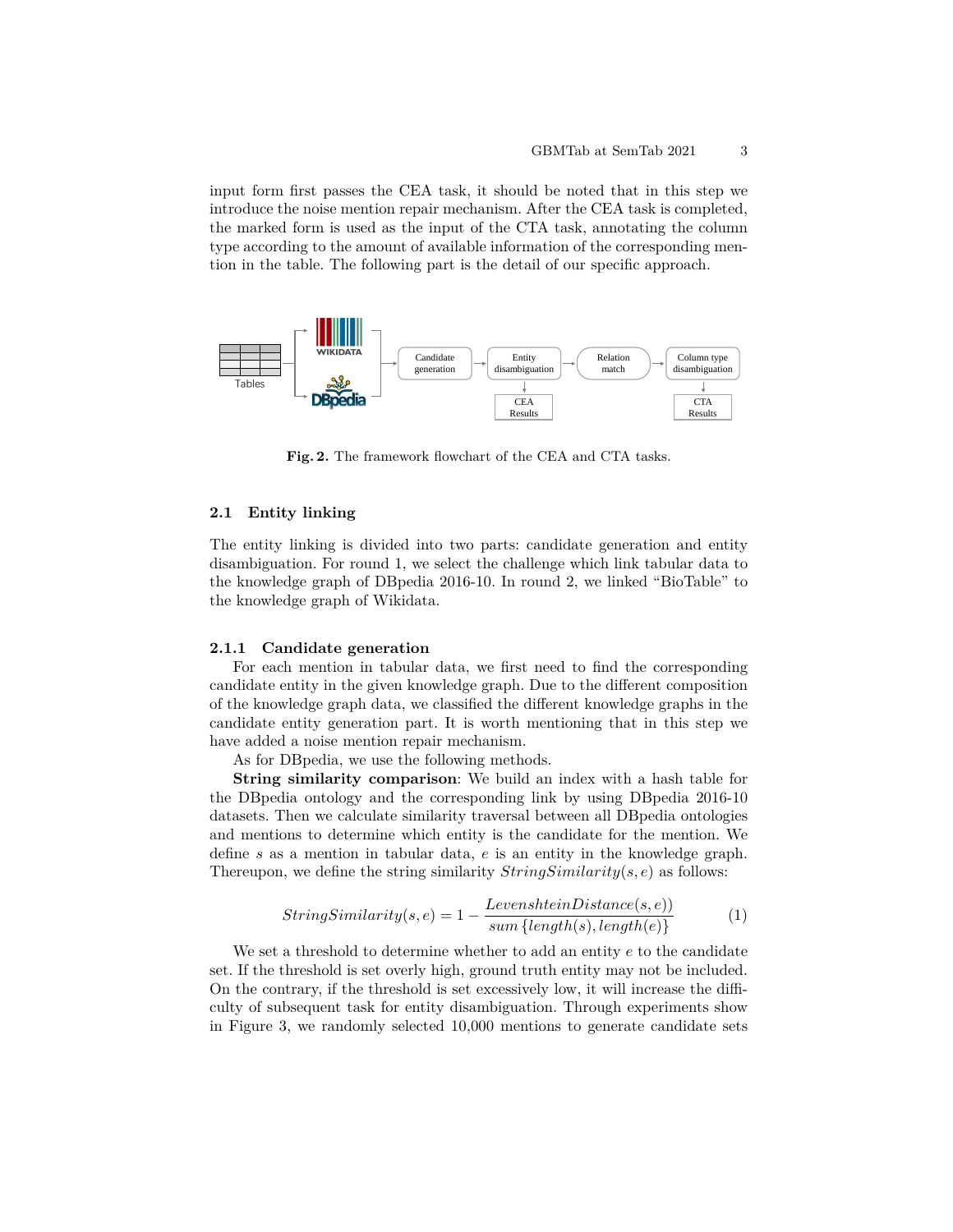input form first passes the CEA task, it should be noted that in this step we introduce the noise mention repair mechanism. After the CEA task is completed, the marked form is used as the input of the CTA task, annotating the column type according to the amount of available information of the corresponding mention in the table. The following part is the detail of our specific approach.

**Fig. 2.** The framework flowchart of the CEA and CTA tasks.

### 2.1 Entity linking

The entity linking is divided into two parts: candidate generation and entity disambiguation. For round 1, we select the challenge which link tabular data to the knowledge graph of DBpedia 2016-10. In round 2, we linked "BioTable" to the knowledge graph of Wikidata.

#### 2.1.1 Candidate generation

For each mention in tabular data, we first need to find the corresponding candidate entity in the given knowledge graph. Due to the different composition of the knowledge graph data, we classified the different knowledge graphs in the candidate entity generation part. It is worth mentioning that in this step we have added a noise mention repair mechanism.

As for DBpedia, we use the following methods.

**String similarity comparison**: We build an index with a hash table for the DBpedia ontology and the corresponding link by using DBpedia 2016-10 datasets. Then we calculate similarity traversal between all DBpedia ontologies and mentions to determine which entity is the candidate for the mention. We define $s$ as a mention in tabular data, $e$ is an entity in the knowledge graph. Thereupon, we define the string similarity $StringSimilarity(s, e)$ as follows:

$$StringSimilarity(s, e) = 1 - \frac{LevenshteinDistance(s, e))}{sum\left\{length(s), length(e)\right\}} \tag{1}$$

We set a threshold to determine whether to add an entity $e$ to the candidate set. If the threshold is set overly high, ground truth entity may not be included. On the contrary, if the threshold is set excessively low, it will increase the difficulty of subsequent task for entity disambiguation. Through experiments show in Figure 3, we randomly selected 10,000 mentions to generate candidate sets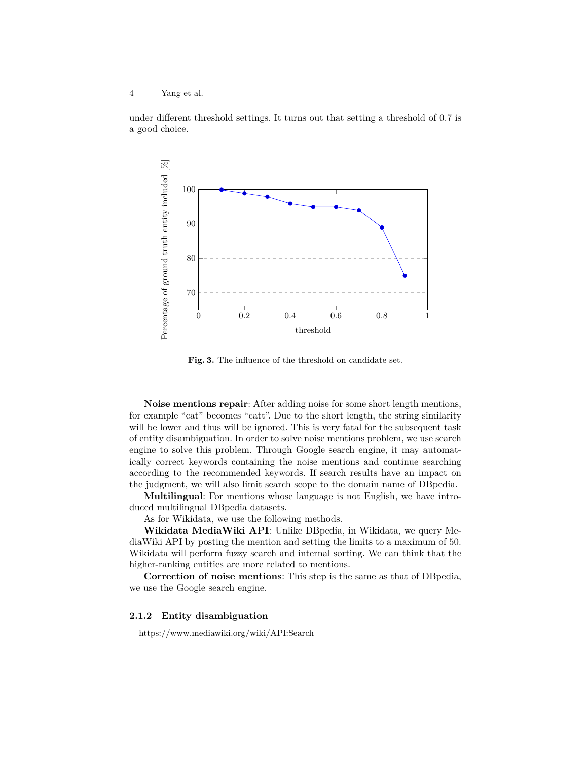under different threshold settings. It turns out that setting a threshold of 0.7 is a good choice.

**Fig. 3.** The influence of the threshold on candidate set.

**Noise mentions repair**: After adding noise for some short length mentions, for example "cat" becomes "catt". Due to the short length, the string similarity will be lower and thus will be ignored. This is very fatal for the subsequent task of entity disambiguation. In order to solve noise mentions problem, we use search engine to solve this problem. Through Google search engine, it may automatically correct keywords containing the noise mentions and continue searching according to the recommended keywords. If search results have an impact on the judgment, we will also limit search scope to the domain name of DBpedia.

**Multilingual**: For mentions whose language is not English, we have introduced multilingual DBpedia datasets.

As for Wikidata, we use the following methods.

**Wikidata MediaWiki API**: Unlike DBpedia, in Wikidata, we query MediaWiki API by posting the mention and setting the limits to a maximum of 50. Wikidata will perform fuzzy search and internal sorting. We can think that the higher-ranking entities are more related to mentions.

**Correction of noise mentions**: This step is the same as that of DBpedia, we use the Google search engine.

#### 2.1.2 Entity disambiguation

https://www.mediawiki.org/wiki/API:Search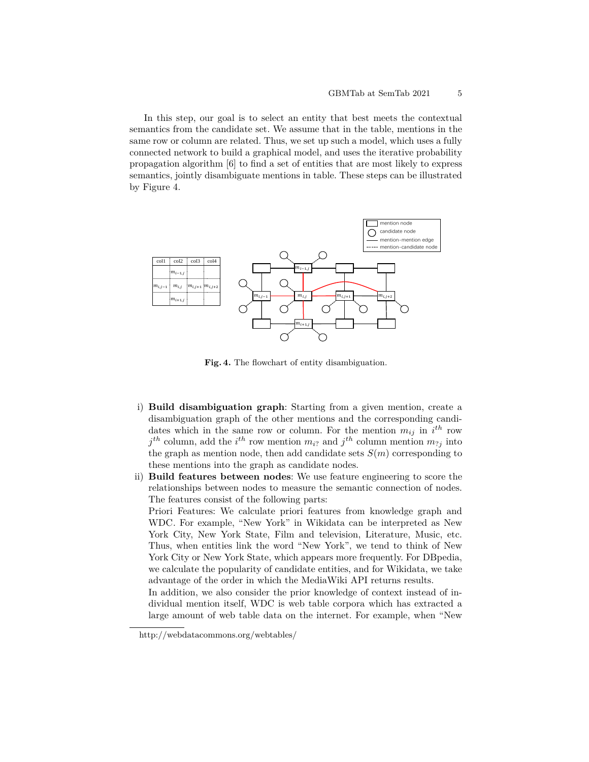In this step, our goal is to select an entity that best meets the contextual semantics from the candidate set. We assume that in the table, mentions in the same row or column are related. Thus, we set up such a model, which uses a fully connected network to build a graphical model, and uses the iterative probability propagation algorithm [6] to find a set of entities that are most likely to express semantics, jointly disambiguate mentions in table. These steps can be illustrated by Figure 4.

**Fig. 4.** The flowchart of entity disambiguation.

i) **Build disambiguation graph**: Starting from a given mention, create a disambiguation graph of the other mentions and the corresponding candidates which in the same row or column. For the mention $m_{ij}$ in $i^{th}$ row $j^{th}$ column, add the $i^{th}$ row mention $m_{i?}$ and $j^{th}$ column mention $m_{?j}$ into the graph as mention node, then add candidate sets $S(m)$ corresponding to these mentions into the graph as candidate nodes.

ii) **Build features between nodes**: We use feature engineering to score the relationships between nodes to measure the semantic connection of nodes. The features consist of the following parts:

   Priori Features: We calculate priori features from knowledge graph and WDC. For example, "New York" in Wikidata can be interpreted as New York City, New York State, Film and television, Literature, Music, etc. Thus, when entities link the word "New York", we tend to think of New York City or New York State, which appears more frequently. For DBpedia, we calculate the popularity of candidate entities, and for Wikidata, we take advantage of the order in which the MediaWiki API returns results.

   In addition, we also consider the prior knowledge of context instead of individual mention itself, WDC is web table corpora which has extracted a large amount of web table data on the internet. For example, when "New

http://webdatacommons.org/webtables/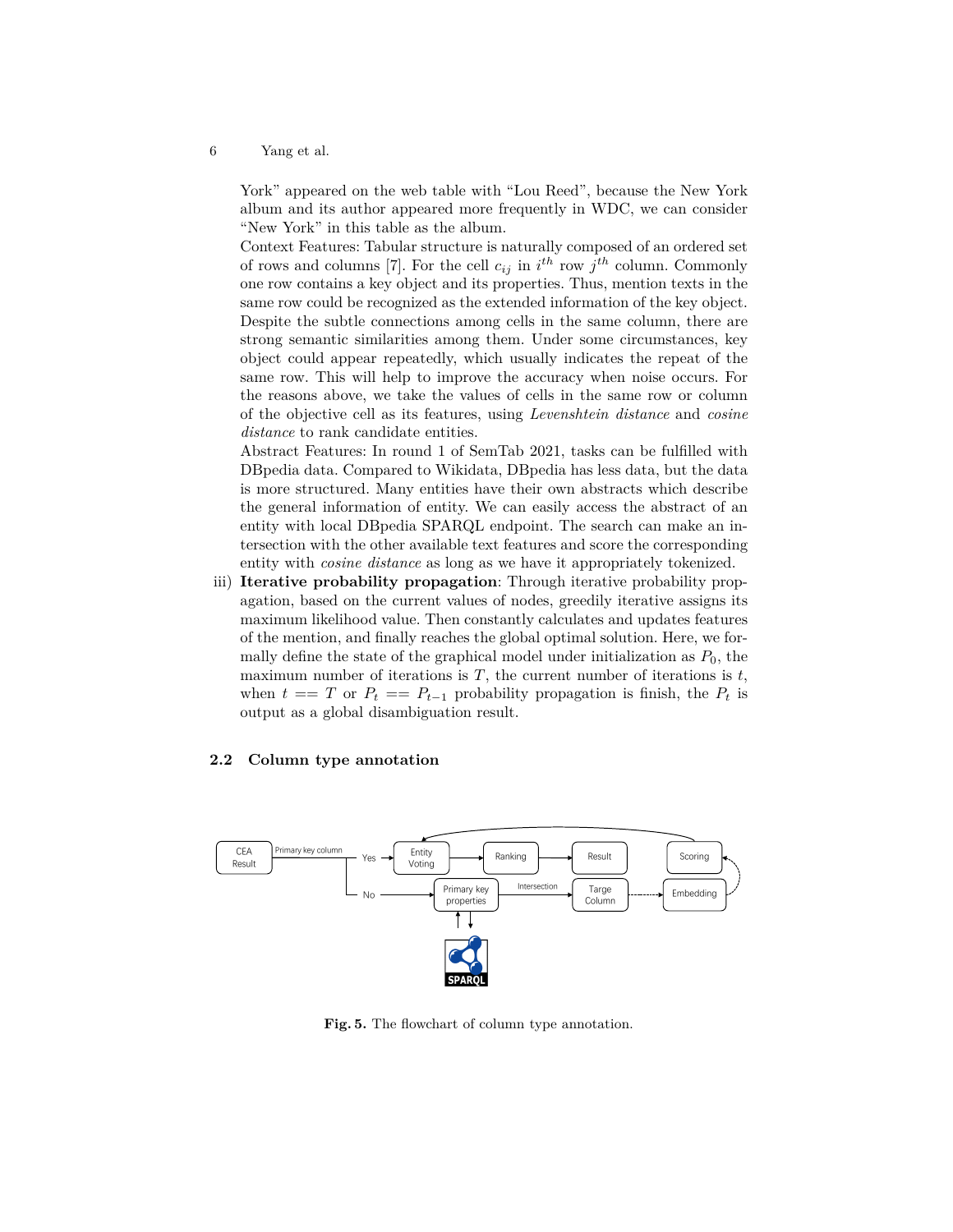York" appeared on the web table with "Lou Reed", because the New York album and its author appeared more frequently in WDC, we can consider "New York" in this table as the album.

Context Features: Tabular structure is naturally composed of an ordered set of rows and columns [7]. For the cell $c_{ij}$ in $i^{th}$ row $j^{th}$ column. Commonly one row contains a key object and its properties. Thus, mention texts in the same row could be recognized as the extended information of the key object. Despite the subtle connections among cells in the same column, there are strong semantic similarities among them. Under some circumstances, key object could appear repeatedly, which usually indicates the repeat of the same row. This will help to improve the accuracy when noise occurs. For the reasons above, we take the values of cells in the same row or column of the objective cell as its features, using *Levenshtein distance* and *cosine distance* to rank candidate entities.

Abstract Features: In round 1 of SemTab 2021, tasks can be fulfilled with DBpedia data. Compared to Wikidata, DBpedia has less data, but the data is more structured. Many entities have their own abstracts which describe the general information of entity. We can easily access the abstract of an entity with local DBpedia SPARQL endpoint. The search can make an intersection with the other available text features and score the corresponding entity with *cosine distance* as long as we have it appropriately tokenized.

iii) **Iterative probability propagation**: Through iterative probability propagation, based on the current values of nodes, greedily iterative assigns its maximum likelihood value. Then constantly calculates and updates features of the mention, and finally reaches the global optimal solution. Here, we formally define the state of the graphical model under initialization as $P_0$, the maximum number of iterations is $T$, the current number of iterations is $t$, when $t == T$ or $P_t == P_{t-1}$ probability propagation is finish, the $P_t$ is output as a global disambiguation result.

### 2.2 Column type annotation

**Fig. 5.** The flowchart of column type annotation.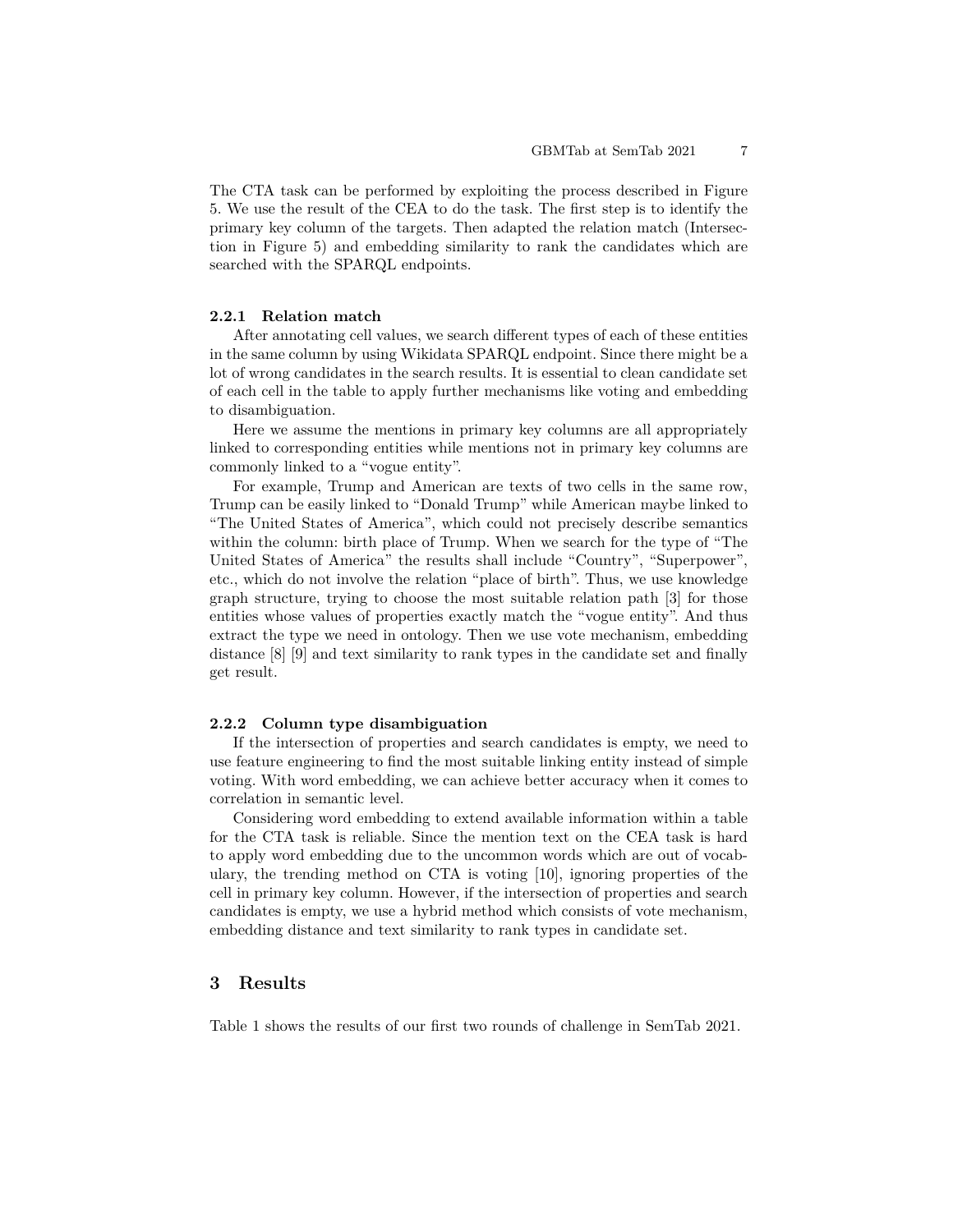The CTA task can be performed by exploiting the process described in Figure 5. We use the result of the CEA to do the task. The first step is to identify the primary key column of the targets. Then adapted the relation match (Intersection in Figure 5) and embedding similarity to rank the candidates which are searched with the SPARQL endpoints.

### 2.2.1 Relation match

After annotating cell values, we search different types of each of these entities in the same column by using Wikidata SPARQL endpoint. Since there might be a lot of wrong candidates in the search results. It is essential to clean candidate set of each cell in the table to apply further mechanisms like voting and embedding to disambiguation.

Here we assume the mentions in primary key columns are all appropriately linked to corresponding entities while mentions not in primary key columns are commonly linked to a "vogue entity".

For example, Trump and American are texts of two cells in the same row, Trump can be easily linked to "Donald Trump" while American maybe linked to "The United States of America", which could not precisely describe semantics within the column: birth place of Trump. When we search for the type of "The United States of America" the results shall include "Country", "Superpower", etc., which do not involve the relation "place of birth". Thus, we use knowledge graph structure, trying to choose the most suitable relation path [3] for those entities whose values of properties exactly match the "vogue entity". And thus extract the type we need in ontology. Then we use vote mechanism, embedding distance [8] [9] and text similarity to rank types in the candidate set and finally get result.

### 2.2.2 Column type disambiguation

If the intersection of properties and search candidates is empty, we need to use feature engineering to find the most suitable linking entity instead of simple voting. With word embedding, we can achieve better accuracy when it comes to correlation in semantic level.

Considering word embedding to extend available information within a table for the CTA task is reliable. Since the mention text on the CEA task is hard to apply word embedding due to the uncommon words which are out of vocabulary, the trending method on CTA is voting [10], ignoring properties of the cell in primary key column. However, if the intersection of properties and search candidates is empty, we use a hybrid method which consists of vote mechanism, embedding distance and text similarity to rank types in candidate set.

## 3 Results

Table 1 shows the results of our first two rounds of challenge in SemTab 2021.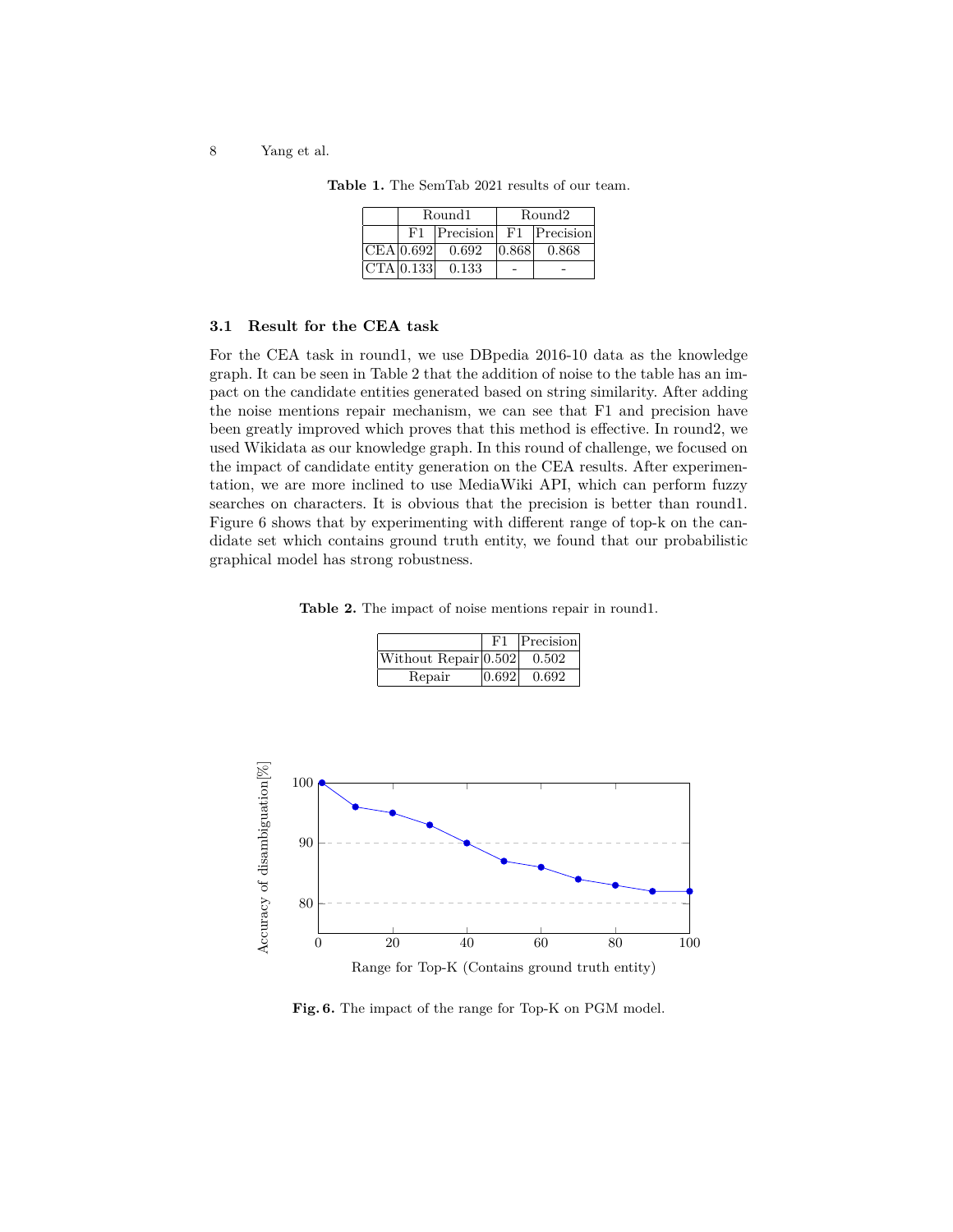**Table 1.** The SemTab 2021 results of our team.

| | Round1 | | Round2 | |
|---|---|---|---|---|
| | F1 | Precision | F1 | Precision |
| CEA | 0.692 | 0.692 | 0.868 | 0.868 |
| CTA | 0.133 | 0.133 | - | - |

### 3.1 Result for the CEA task

For the CEA task in round1, we use DBpedia 2016-10 data as the knowledge graph. It can be seen in Table 2 that the addition of noise to the table has an impact on the candidate entities generated based on string similarity. After adding the noise mentions repair mechanism, we can see that F1 and precision have been greatly improved which proves that this method is effective. In round2, we used Wikidata as our knowledge graph. In this round of challenge, we focused on the impact of candidate entity generation on the CEA results. After experimentation, we are more inclined to use MediaWiki API, which can perform fuzzy searches on characters. It is obvious that the precision is better than round1. Figure 6 shows that by experimenting with different range of top-k on the candidate set which contains ground truth entity, we found that our probabilistic graphical model has strong robustness.

**Table 2.** The impact of noise mentions repair in round1.

| | F1 | Precision |
|---|---|---|
| Without Repair | 0.502 | 0.502 |
| Repair | 0.692 | 0.692 |

**Fig. 6.** The impact of the range for Top-K on PGM model.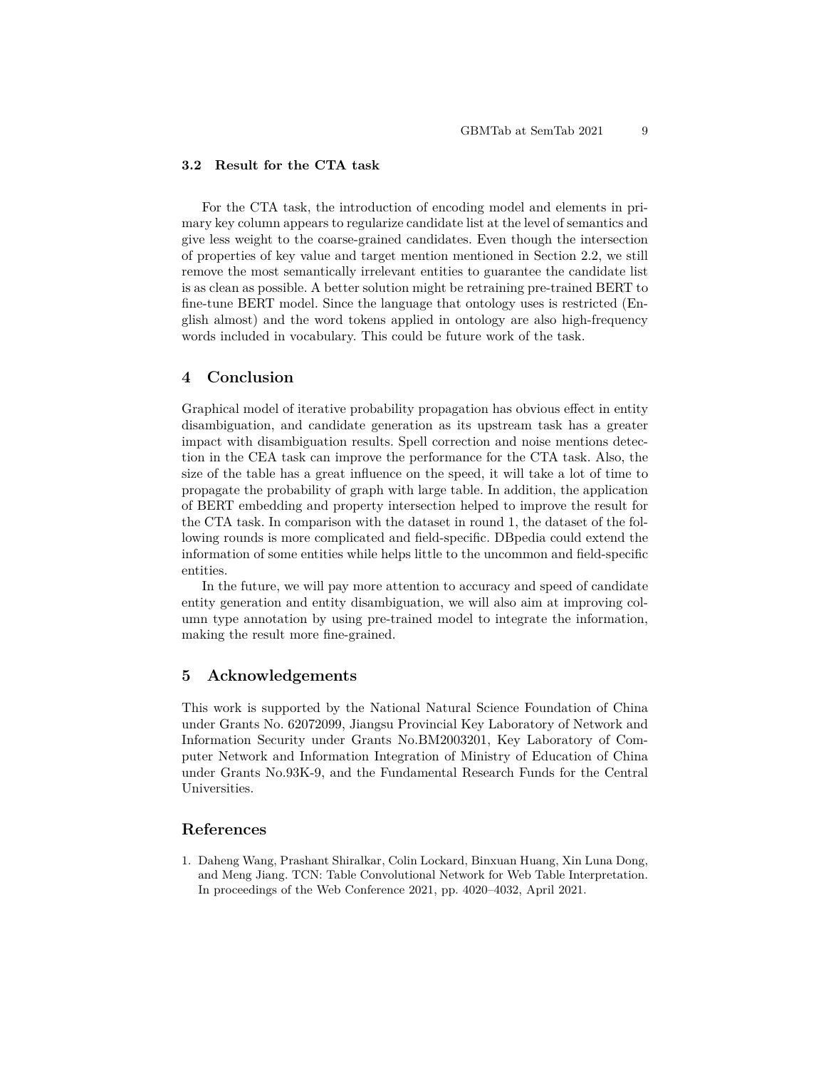### 3.2 Result for the CTA task

For the CTA task, the introduction of encoding model and elements in primary key column appears to regularize candidate list at the level of semantics and give less weight to the coarse-grained candidates. Even though the intersection of properties of key value and target mention mentioned in Section 2.2, we still remove the most semantically irrelevant entities to guarantee the candidate list is as clean as possible. A better solution might be retraining pre-trained BERT to fine-tune BERT model. Since the language that ontology uses is restricted (English almost) and the word tokens applied in ontology are also high-frequency words included in vocabulary. This could be future work of the task.

## 4 Conclusion

Graphical model of iterative probability propagation has obvious effect in entity disambiguation, and candidate generation as its upstream task has a greater impact with disambiguation results. Spell correction and noise mentions detection in the CEA task can improve the performance for the CTA task. Also, the size of the table has a great influence on the speed, it will take a lot of time to propagate the probability of graph with large table. In addition, the application of BERT embedding and property intersection helped to improve the result for the CTA task. In comparison with the dataset in round 1, the dataset of the following rounds is more complicated and field-specific. DBpedia could extend the information of some entities while helps little to the uncommon and field-specific entities.

In the future, we will pay more attention to accuracy and speed of candidate entity generation and entity disambiguation, we will also aim at improving column type annotation by using pre-trained model to integrate the information, making the result more fine-grained.

## 5 Acknowledgements

This work is supported by the National Natural Science Foundation of China under Grants No. 62072099, Jiangsu Provincial Key Laboratory of Network and Information Security under Grants No.BM2003201, Key Laboratory of Computer Network and Information Integration of Ministry of Education of China under Grants No.93K-9, and the Fundamental Research Funds for the Central Universities.

## References

1. Daheng Wang, Prashant Shiralkar, Colin Lockard, Binxuan Huang, Xin Luna Dong, and Meng Jiang. TCN: Table Convolutional Network for Web Table Interpretation. In proceedings of the Web Conference 2021, pp. 4020–4032, April 2021.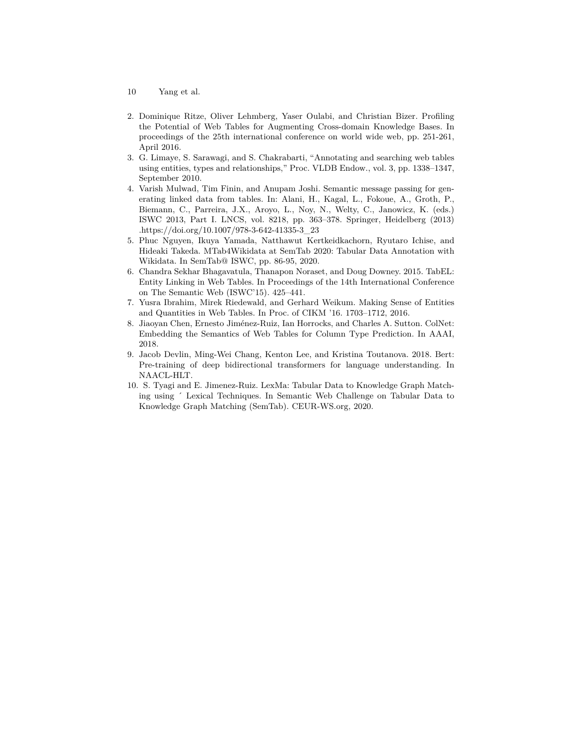2. Dominique Ritze, Oliver Lehmberg, Yaser Oulabi, and Christian Bizer. Profiling the Potential of Web Tables for Augmenting Cross-domain Knowledge Bases. In proceedings of the 25th international conference on world wide web, pp. 251-261, April 2016.
3. G. Limaye, S. Sarawagi, and S. Chakrabarti, "Annotating and searching web tables using entities, types and relationships," Proc. VLDB Endow., vol. 3, pp. 1338–1347, September 2010.
4. Varish Mulwad, Tim Finin, and Anupam Joshi. Semantic message passing for generating linked data from tables. In: Alani, H., Kagal, L., Fokoue, A., Groth, P., Biemann, C., Parreira, J.X., Aroyo, L., Noy, N., Welty, C., Janowicz, K. (eds.) ISWC 2013, Part I. LNCS, vol. 8218, pp. 363–378. Springer, Heidelberg (2013) .https://doi.org/10.1007/978-3-642-41335-3_23
5. Phuc Nguyen, Ikuya Yamada, Natthawut Kertkeidkachorn, Ryutaro Ichise, and Hideaki Takeda. MTab4Wikidata at SemTab 2020: Tabular Data Annotation with Wikidata. In SemTab@ ISWC, pp. 86-95, 2020.
6. Chandra Sekhar Bhagavatula, Thanapon Noraset, and Doug Downey. 2015. TabEL: Entity Linking in Web Tables. In Proceedings of the 14th International Conference on The Semantic Web (ISWC'15). 425–441.
7. Yusra Ibrahim, Mirek Riedewald, and Gerhard Weikum. Making Sense of Entities and Quantities in Web Tables. In Proc. of CIKM '16. 1703–1712, 2016.
8. Jiaoyan Chen, Ernesto Jiménez-Ruiz, Ian Horrocks, and Charles A. Sutton. ColNet: Embedding the Semantics of Web Tables for Column Type Prediction. In AAAI, 2018.
9. Jacob Devlin, Ming-Wei Chang, Kenton Lee, and Kristina Toutanova. 2018. Bert: Pre-training of deep bidirectional transformers for language understanding. In NAACL-HLT.
10. S. Tyagi and E. Jimenez-Ruiz. LexMa: Tabular Data to Knowledge Graph Matching using ´ Lexical Techniques. In Semantic Web Challenge on Tabular Data to Knowledge Graph Matching (SemTab). CEUR-WS.org, 2020.